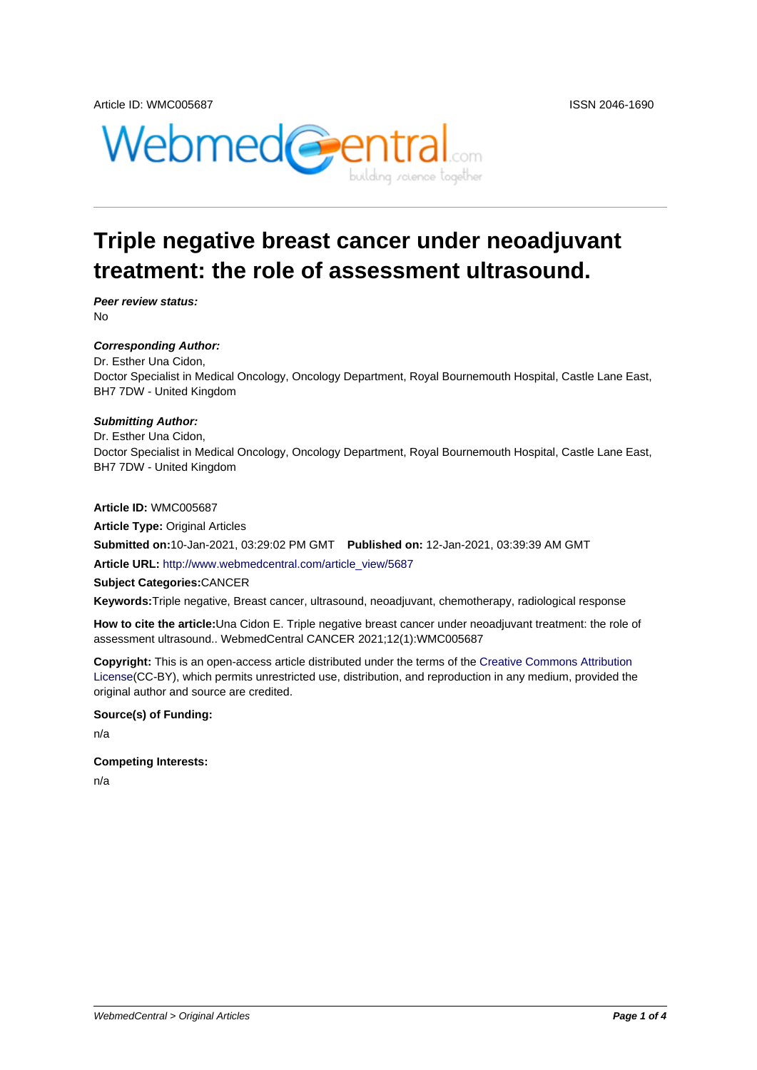Article ID: WMC005687

ISSN 2046-1690

# Triple negative breast cancer under neoadjuvant treatment: the role of assessment ultrasound.

***Peer review status:***
No

***Corresponding Author:***
Dr. Esther Una Cidon,
Doctor Specialist in Medical Oncology, Oncology Department, Royal Bournemouth Hospital, Castle Lane East, BH7 7DW - United Kingdom

***Submitting Author:***
Dr. Esther Una Cidon,
Doctor Specialist in Medical Oncology, Oncology Department, Royal Bournemouth Hospital, Castle Lane East, BH7 7DW - United Kingdom

**Article ID:** WMC005687

**Article Type:** Original Articles

**Submitted on:**10-Jan-2021, 03:29:02 PM GMT **Published on:** 12-Jan-2021, 03:39:39 AM GMT

**Article URL:** http://www.webmedcentral.com/article_view/5687

**Subject Categories:**CANCER

**Keywords:**Triple negative, Breast cancer, ultrasound, neoadjuvant, chemotherapy, radiological response

**How to cite the article:**Una Cidon E. Triple negative breast cancer under neoadjuvant treatment: the role of assessment ultrasound.. WebmedCentral CANCER 2021;12(1):WMC005687

**Copyright:** This is an open-access article distributed under the terms of the Creative Commons Attribution License(CC-BY), which permits unrestricted use, distribution, and reproduction in any medium, provided the original author and source are credited.

**Source(s) of Funding:**

n/a

**Competing Interests:**

n/a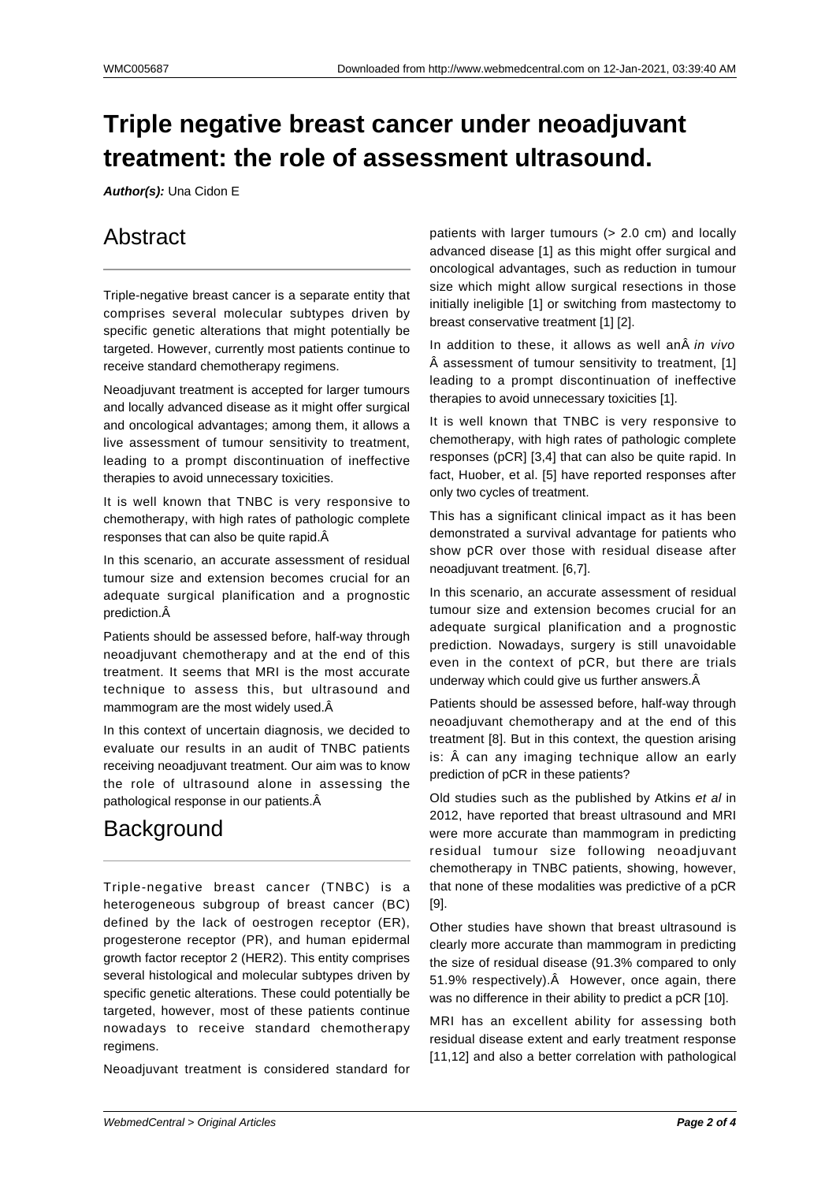# Triple negative breast cancer under neoadjuvant treatment: the role of assessment ultrasound.

***Author(s):*** Una Cidon E

## Abstract

Triple-negative breast cancer is a separate entity that comprises several molecular subtypes driven by specific genetic alterations that might potentially be targeted. However, currently most patients continue to receive standard chemotherapy regimens.

Neoadjuvant treatment is accepted for larger tumours and locally advanced disease as it might offer surgical and oncological advantages; among them, it allows a live assessment of tumour sensitivity to treatment, leading to a prompt discontinuation of ineffective therapies to avoid unnecessary toxicities.

It is well known that TNBC is very responsive to chemotherapy, with high rates of pathologic complete responses that can also be quite rapid.Â

In this scenario, an accurate assessment of residual tumour size and extension becomes crucial for an adequate surgical planification and a prognostic prediction.Â

Patients should be assessed before, half-way through neoadjuvant chemotherapy and at the end of this treatment. It seems that MRI is the most accurate technique to assess this, but ultrasound and mammogram are the most widely used.Â

In this context of uncertain diagnosis, we decided to evaluate our results in an audit of TNBC patients receiving neoadjuvant treatment. Our aim was to know the role of ultrasound alone in assessing the pathological response in our patients.Â

## Background

Triple-negative breast cancer (TNBC) is a heterogeneous subgroup of breast cancer (BC) defined by the lack of oestrogen receptor (ER), progesterone receptor (PR), and human epidermal growth factor receptor 2 (HER2). This entity comprises several histological and molecular subtypes driven by specific genetic alterations. These could potentially be targeted, however, most of these patients continue nowadays to receive standard chemotherapy regimens.

Neoadjuvant treatment is considered standard for patients with larger tumours (> 2.0 cm) and locally advanced disease [1] as this might offer surgical and oncological advantages, such as reduction in tumour size which might allow surgical resections in those initially ineligible [1] or switching from mastectomy to breast conservative treatment [1] [2].

In addition to these, it allows as well anÂ *in vivo* Â assessment of tumour sensitivity to treatment, [1] leading to a prompt discontinuation of ineffective therapies to avoid unnecessary toxicities [1].

It is well known that TNBC is very responsive to chemotherapy, with high rates of pathologic complete responses (pCR] [3,4] that can also be quite rapid. In fact, Huober, et al. [5] have reported responses after only two cycles of treatment.

This has a significant clinical impact as it has been demonstrated a survival advantage for patients who show pCR over those with residual disease after neoadjuvant treatment. [6,7].

In this scenario, an accurate assessment of residual tumour size and extension becomes crucial for an adequate surgical planification and a prognostic prediction. Nowadays, surgery is still unavoidable even in the context of pCR, but there are trials underway which could give us further answers.Â

Patients should be assessed before, half-way through neoadjuvant chemotherapy and at the end of this treatment [8]. But in this context, the question arising is: Â can any imaging technique allow an early prediction of pCR in these patients?

Old studies such as the published by Atkins *et al* in 2012, have reported that breast ultrasound and MRI were more accurate than mammogram in predicting residual tumour size following neoadjuvant chemotherapy in TNBC patients, showing, however, that none of these modalities was predictive of a pCR [9].

Other studies have shown that breast ultrasound is clearly more accurate than mammogram in predicting the size of residual disease (91.3% compared to only 51.9% respectively).Â However, once again, there was no difference in their ability to predict a pCR [10].

MRI has an excellent ability for assessing both residual disease extent and early treatment response [11,12] and also a better correlation with pathological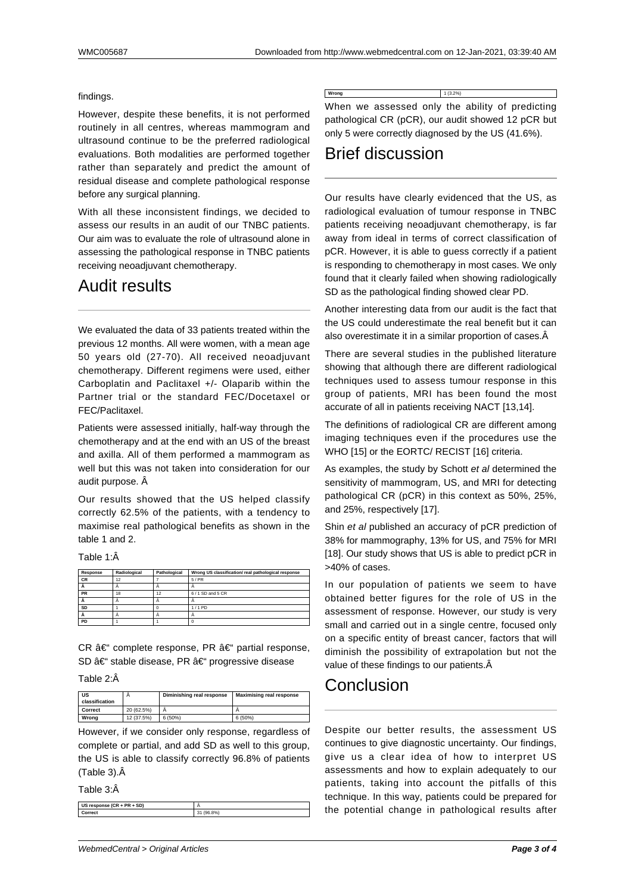findings.

However, despite these benefits, it is not performed routinely in all centres, whereas mammogram and ultrasound continue to be the preferred radiological evaluations. Both modalities are performed together rather than separately and predict the amount of residual disease and complete pathological response before any surgical planning.

With all these inconsistent findings, we decided to assess our results in an audit of our TNBC patients. Our aim was to evaluate the role of ultrasound alone in assessing the pathological response in TNBC patients receiving neoadjuvant chemotherapy.

# Audit results

We evaluated the data of 33 patients treated within the previous 12 months. All were women, with a mean age 50 years old (27-70). All received neoadjuvant chemotherapy. Different regimens were used, either Carboplatin and Paclitaxel +/- Olaparib within the Partner trial or the standard FEC/Docetaxel or FEC/Paclitaxel.

Patients were assessed initially, half-way through the chemotherapy and at the end with an US of the breast and axilla. All of them performed a mammogram as well but this was not taken into consideration for our audit purpose. Â

Our results showed that the US helped classify correctly 62.5% of the patients, with a tendency to maximise real pathological benefits as shown in the table 1 and 2.

Table 1:Â

| Response | Radiological | Pathological | Wrong US classification/ real pathological response |
|---|---|---|---|
| CR | 12 | 7 | 5 / PR |
| Â | Â | Â | Â |
| PR | 18 | 12 | 6 / 1 SD and 5 CR |
| Â | Â | Â | Â |
| SD | 1 | 0 | 1 / 1 PD |
| Â | Â | Â | Â |
| PD | 1 | 1 | 0 |

CR â€" complete response, PR â€" partial response, SD â€" stable disease, PR â€" progressive disease

Table 2:Â

| US classification | Â | Diminishing real response | Maximising real response |
|---|---|---|---|
| Correct | 20 (62.5%) | Â | Â |
| Wrong | 12 (37.5%) | 6 (50%) | 6 (50%) |

However, if we consider only response, regardless of complete or partial, and add SD as well to this group, the US is able to classify correctly 96.8% of patients (Table 3).Â

Table 3:Â

| US response (CR + PR + SD) | Â |
|---|---|
| Correct | 31 (96.8%) |
| Wrong | 1 (3.2%) |

When we assessed only the ability of predicting pathological CR (pCR), our audit showed 12 pCR but only 5 were correctly diagnosed by the US (41.6%).

# Brief discussion

Our results have clearly evidenced that the US, as radiological evaluation of tumour response in TNBC patients receiving neoadjuvant chemotherapy, is far away from ideal in terms of correct classification of pCR. However, it is able to guess correctly if a patient is responding to chemotherapy in most cases. We only found that it clearly failed when showing radiologically SD as the pathological finding showed clear PD.

Another interesting data from our audit is the fact that the US could underestimate the real benefit but it can also overestimate it in a similar proportion of cases.Â

There are several studies in the published literature showing that although there are different radiological techniques used to assess tumour response in this group of patients, MRI has been found the most accurate of all in patients receiving NACT [13,14].

The definitions of radiological CR are different among imaging techniques even if the procedures use the WHO [15] or the EORTC/ RECIST [16] criteria.

As examples, the study by Schott *et al* determined the sensitivity of mammogram, US, and MRI for detecting pathological CR (pCR) in this context as 50%, 25%, and 25%, respectively [17].

Shin *et al* published an accuracy of pCR prediction of 38% for mammography, 13% for US, and 75% for MRI [18]. Our study shows that US is able to predict pCR in >40% of cases.

In our population of patients we seem to have obtained better figures for the role of US in the assessment of response. However, our study is very small and carried out in a single centre, focused only on a specific entity of breast cancer, factors that will diminish the possibility of extrapolation but not the value of these findings to our patients.Â

# Conclusion

Despite our better results, the assessment US continues to give diagnostic uncertainty. Our findings, give us a clear idea of how to interpret US assessments and how to explain adequately to our patients, taking into account the pitfalls of this technique. In this way, patients could be prepared for the potential change in pathological results after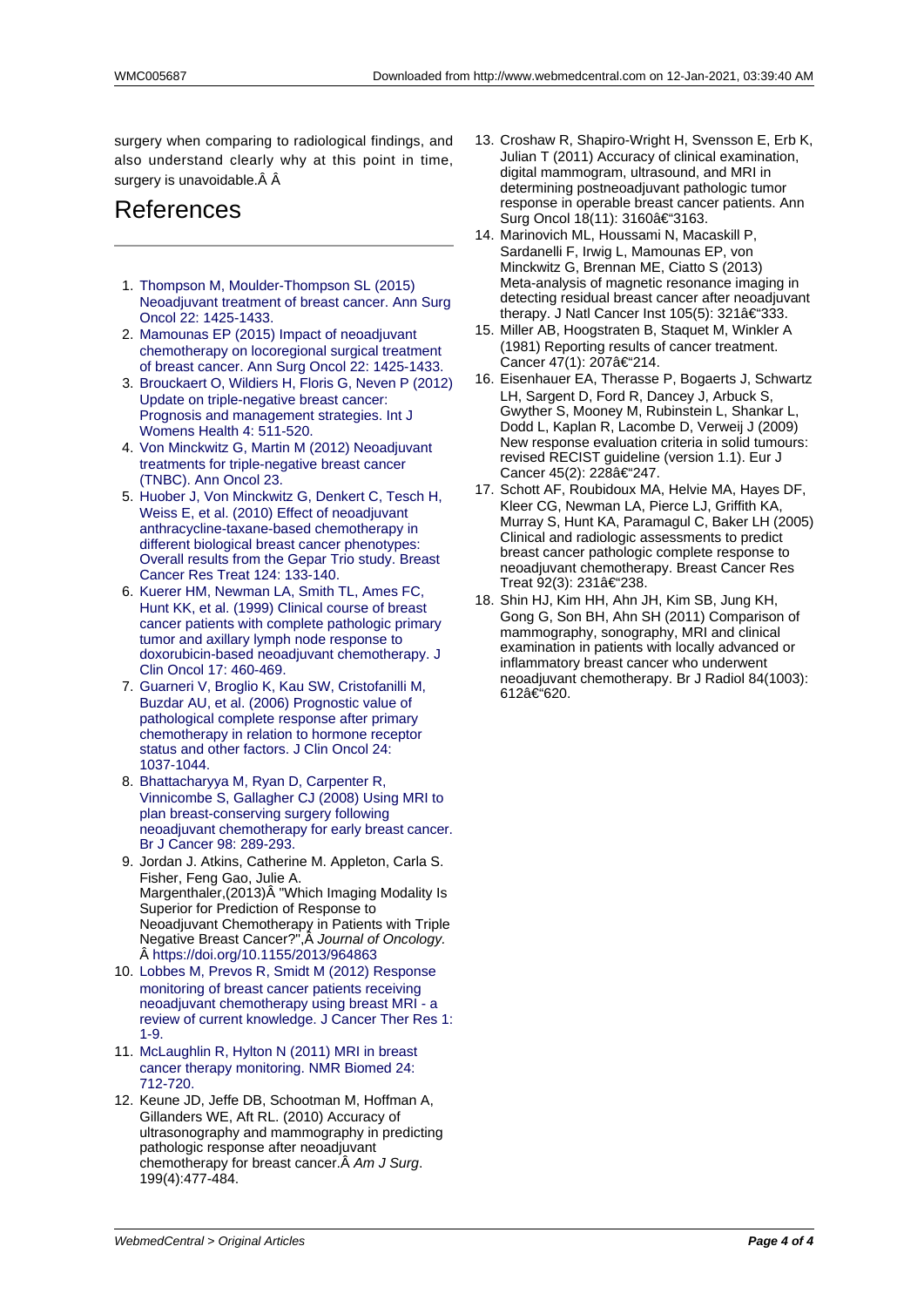surgery when comparing to radiological findings, and also understand clearly why at this point in time, surgery is unavoidable.Â Â

# References

1. Thompson M, Moulder-Thompson SL (2015) Neoadjuvant treatment of breast cancer. Ann Surg Oncol 22: 1425-1433.
2. Mamounas EP (2015) Impact of neoadjuvant chemotherapy on locoregional surgical treatment of breast cancer. Ann Surg Oncol 22: 1425-1433.
3. Brouckaert O, Wildiers H, Floris G, Neven P (2012) Update on triple-negative breast cancer: Prognosis and management strategies. Int J Womens Health 4: 511-520.
4. Von Minckwitz G, Martin M (2012) Neoadjuvant treatments for triple-negative breast cancer (TNBC). Ann Oncol 23.
5. Huober J, Von Minckwitz G, Denkert C, Tesch H, Weiss E, et al. (2010) Effect of neoadjuvant anthracycline-taxane-based chemotherapy in different biological breast cancer phenotypes: Overall results from the Gepar Trio study. Breast Cancer Res Treat 124: 133-140.
6. Kuerer HM, Newman LA, Smith TL, Ames FC, Hunt KK, et al. (1999) Clinical course of breast cancer patients with complete pathologic primary tumor and axillary lymph node response to doxorubicin-based neoadjuvant chemotherapy. J Clin Oncol 17: 460-469.
7. Guarneri V, Broglio K, Kau SW, Cristofanilli M, Buzdar AU, et al. (2006) Prognostic value of pathological complete response after primary chemotherapy in relation to hormone receptor status and other factors. J Clin Oncol 24: 1037-1044.
8. Bhattacharyya M, Ryan D, Carpenter R, Vinnicombe S, Gallagher CJ (2008) Using MRI to plan breast-conserving surgery following neoadjuvant chemotherapy for early breast cancer. Br J Cancer 98: 289-293.
9. Jordan J. Atkins, Catherine M. Appleton, Carla S. Fisher, Feng Gao, Julie A. Margenthaler,(2013)Â "Which Imaging Modality Is Superior for Prediction of Response to Neoadjuvant Chemotherapy in Patients with Triple Negative Breast Cancer?",Â *Journal of Oncology.* Â https://doi.org/10.1155/2013/964863
10. Lobbes M, Prevos R, Smidt M (2012) Response monitoring of breast cancer patients receiving neoadjuvant chemotherapy using breast MRI - a review of current knowledge. J Cancer Ther Res 1: 1-9.
11. McLaughlin R, Hylton N (2011) MRI in breast cancer therapy monitoring. NMR Biomed 24: 712-720.
12. Keune JD, Jeffe DB, Schootman M, Hoffman A, Gillanders WE, Aft RL. (2010) Accuracy of ultrasonography and mammography in predicting pathologic response after neoadjuvant chemotherapy for breast cancer.Â *Am J Surg*. 199(4):477-484.
13. Croshaw R, Shapiro-Wright H, Svensson E, Erb K, Julian T (2011) Accuracy of clinical examination, digital mammogram, ultrasound, and MRI in determining postneoadjuvant pathologic tumor response in operable breast cancer patients. Ann Surg Oncol 18(11): 3160â€"3163.
14. Marinovich ML, Houssami N, Macaskill P, Sardanelli F, Irwig L, Mamounas EP, von Minckwitz G, Brennan ME, Ciatto S (2013) Meta-analysis of magnetic resonance imaging in detecting residual breast cancer after neoadjuvant therapy. J Natl Cancer Inst 105(5): 321â€"333.
15. Miller AB, Hoogstraten B, Staquet M, Winkler A (1981) Reporting results of cancer treatment. Cancer 47(1): 207â€"214.
16. Eisenhauer EA, Therasse P, Bogaerts J, Schwartz LH, Sargent D, Ford R, Dancey J, Arbuck S, Gwyther S, Mooney M, Rubinstein L, Shankar L, Dodd L, Kaplan R, Lacombe D, Verweij J (2009) New response evaluation criteria in solid tumours: revised RECIST guideline (version 1.1). Eur J Cancer 45(2): 228â€"247.
17. Schott AF, Roubidoux MA, Helvie MA, Hayes DF, Kleer CG, Newman LA, Pierce LJ, Griffith KA, Murray S, Hunt KA, Paramagul C, Baker LH (2005) Clinical and radiologic assessments to predict breast cancer pathologic complete response to neoadjuvant chemotherapy. Breast Cancer Res Treat 92(3): 231â€"238.
18. Shin HJ, Kim HH, Ahn JH, Kim SB, Jung KH, Gong G, Son BH, Ahn SH (2011) Comparison of mammography, sonography, MRI and clinical examination in patients with locally advanced or inflammatory breast cancer who underwent neoadjuvant chemotherapy. Br J Radiol 84(1003): 612â€"620.